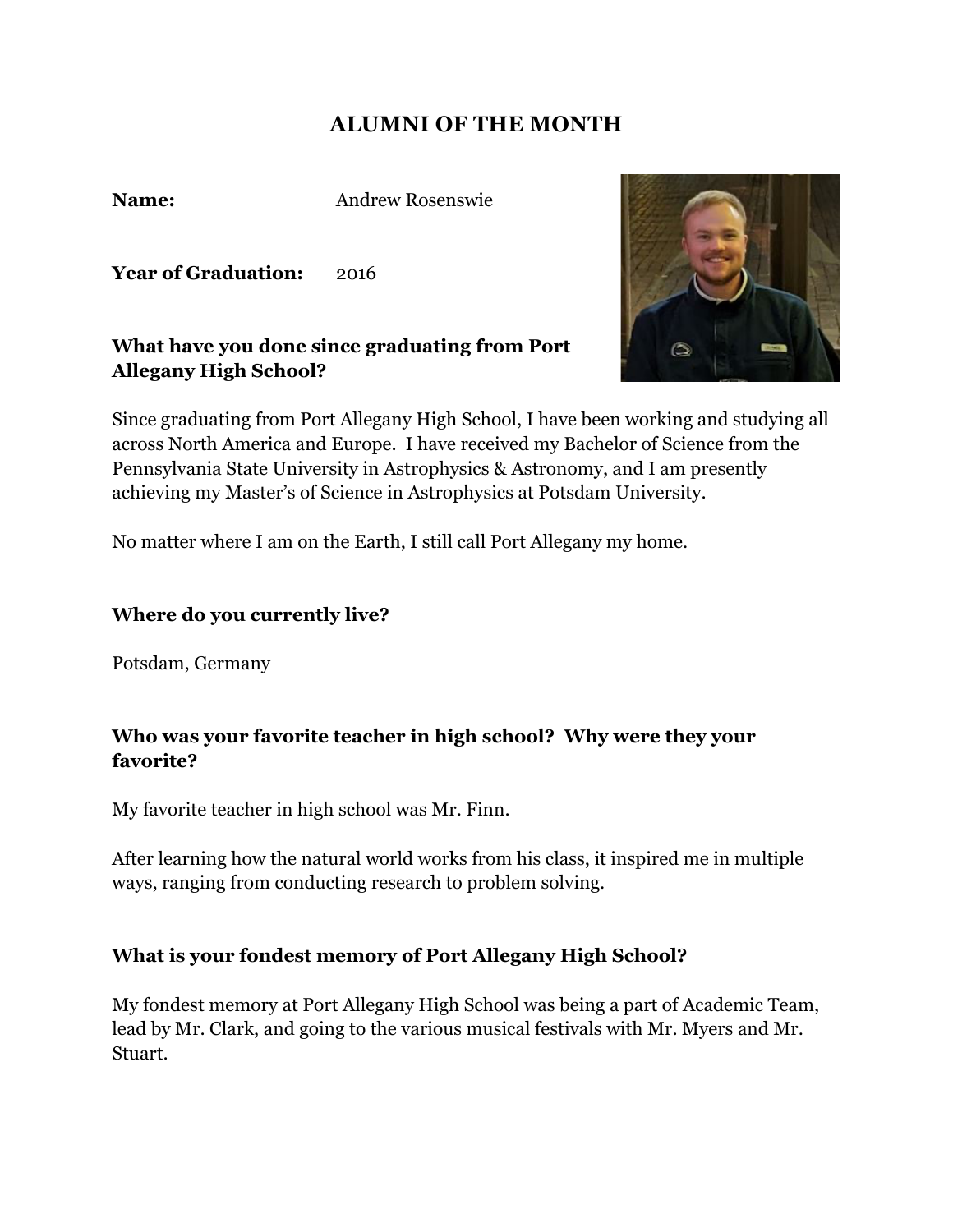# ALUMNI OF THE MONTH

**Name:** Andrew Rosenswie

**Year of Graduation:** 2016

**What have you done since graduating from Port Allegany High School?**

Since graduating from Port Allegany High School, I have been working and studying all across North America and Europe. I have received my Bachelor of Science from the Pennsylvania State University in Astrophysics & Astronomy, and I am presently achieving my Master's of Science in Astrophysics at Potsdam University.

No matter where I am on the Earth, I still call Port Allegany my home.

**Where do you currently live?**

Potsdam, Germany

**Who was your favorite teacher in high school? Why were they your favorite?**

My favorite teacher in high school was Mr. Finn.

After learning how the natural world works from his class, it inspired me in multiple ways, ranging from conducting research to problem solving.

**What is your fondest memory of Port Allegany High School?**

My fondest memory at Port Allegany High School was being a part of Academic Team, lead by Mr. Clark, and going to the various musical festivals with Mr. Myers and Mr. Stuart.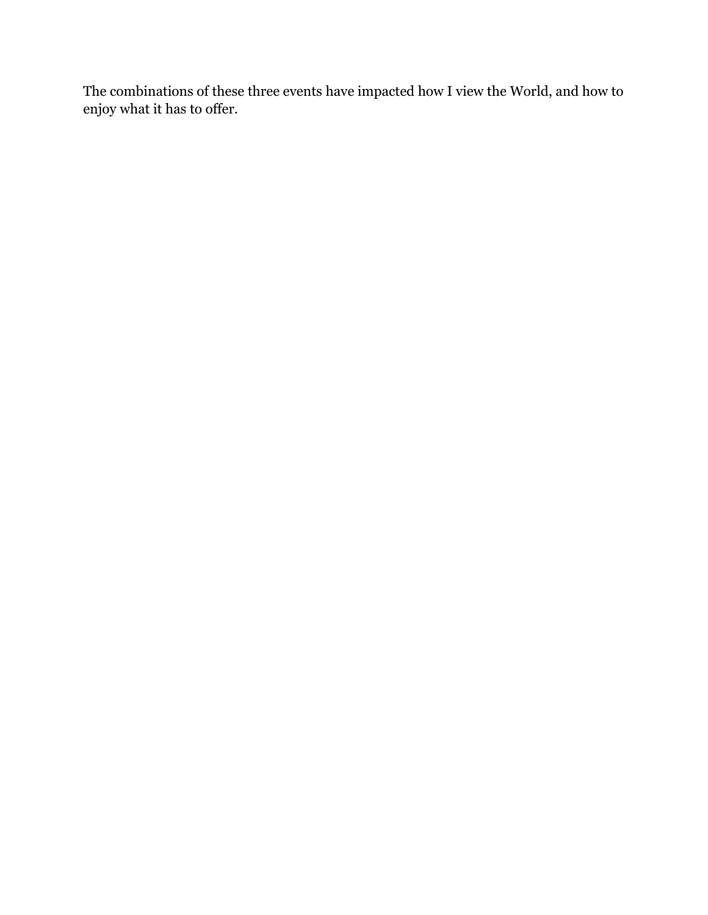The combinations of these three events have impacted how I view the World, and how to enjoy what it has to offer.